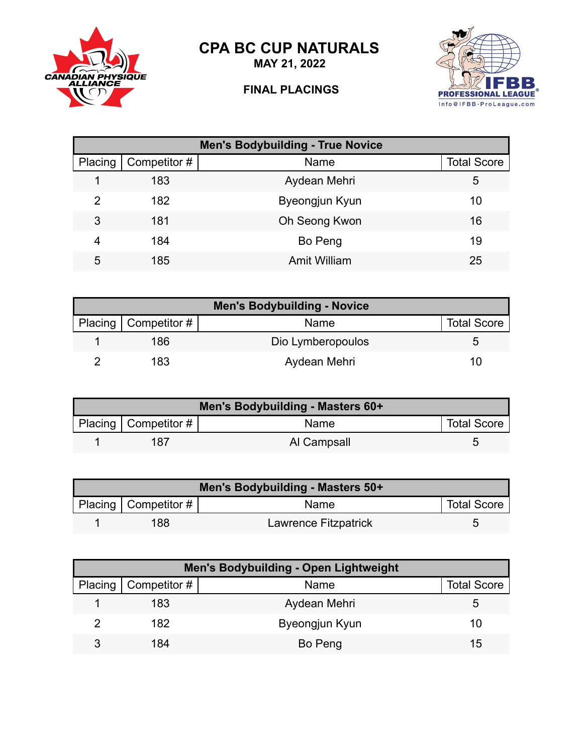# CPA BC CUP NATURALS

**MAY 21, 2022**

**FINAL PLACINGS**

| Men's Bodybuilding - True Novice | | | |
|---|---|---|---|
| Placing | Competitor # | Name | Total Score |
| 1 | 183 | Aydean Mehri | 5 |
| 2 | 182 | Byeongjun Kyun | 10 |
| 3 | 181 | Oh Seong Kwon | 16 |
| 4 | 184 | Bo Peng | 19 |
| 5 | 185 | Amit William | 25 |

| Men's Bodybuilding - Novice | | | |
|---|---|---|---|
| Placing | Competitor # | Name | Total Score |
| 1 | 186 | Dio Lymberopoulos | 5 |
| 2 | 183 | Aydean Mehri | 10 |

| Men's Bodybuilding - Masters 60+ | | | |
|---|---|---|---|
| Placing | Competitor # | Name | Total Score |
| 1 | 187 | Al Campsall | 5 |

| Men's Bodybuilding - Masters 50+ | | | |
|---|---|---|---|
| Placing | Competitor # | Name | Total Score |
| 1 | 188 | Lawrence Fitzpatrick | 5 |

| Men's Bodybuilding - Open Lightweight | | | |
|---|---|---|---|
| Placing | Competitor # | Name | Total Score |
| 1 | 183 | Aydean Mehri | 5 |
| 2 | 182 | Byeongjun Kyun | 10 |
| 3 | 184 | Bo Peng | 15 |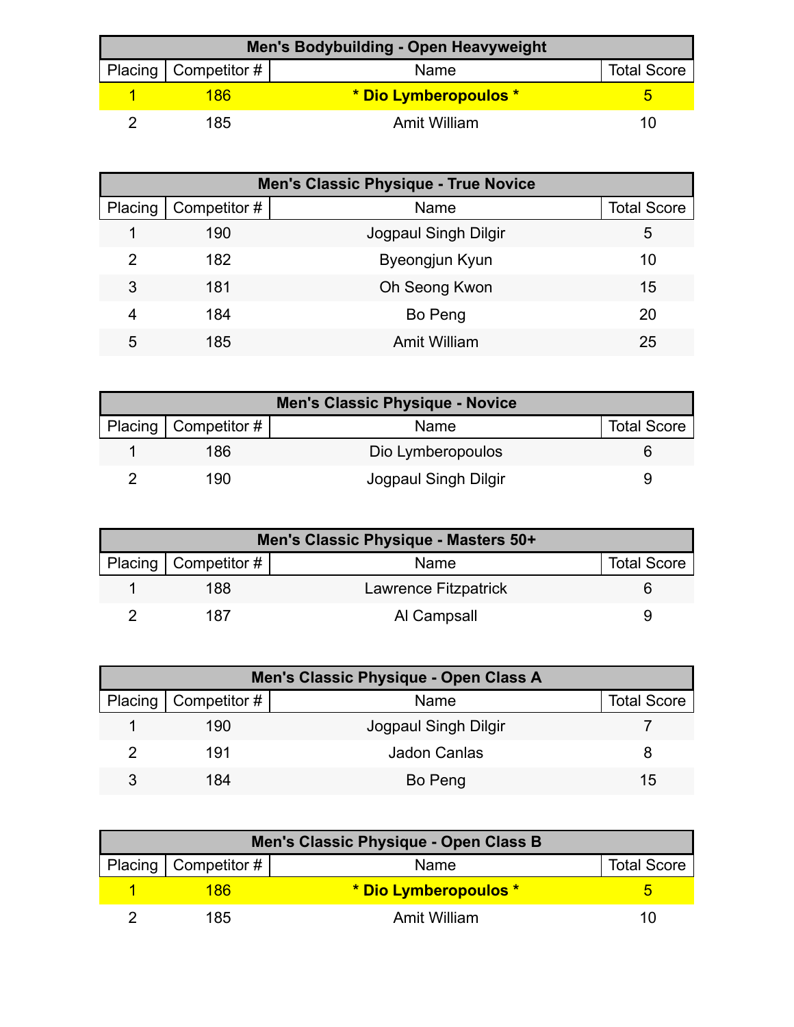| Men's Bodybuilding - Open Heavyweight | | | |
|---|---|---|---|
| Placing | Competitor # | Name | Total Score |
| 1 | 186 | * Dio Lymberopoulos * | 5 |
| 2 | 185 | Amit William | 10 |

| Men's Classic Physique - True Novice | | | |
|---|---|---|---|
| Placing | Competitor # | Name | Total Score |
| 1 | 190 | Jogpaul Singh Dilgir | 5 |
| 2 | 182 | Byeongjun Kyun | 10 |
| 3 | 181 | Oh Seong Kwon | 15 |
| 4 | 184 | Bo Peng | 20 |
| 5 | 185 | Amit William | 25 |

| Men's Classic Physique - Novice | | | |
|---|---|---|---|
| Placing | Competitor # | Name | Total Score |
| 1 | 186 | Dio Lymberopoulos | 6 |
| 2 | 190 | Jogpaul Singh Dilgir | 9 |

| Men's Classic Physique - Masters 50+ | | | |
|---|---|---|---|
| Placing | Competitor # | Name | Total Score |
| 1 | 188 | Lawrence Fitzpatrick | 6 |
| 2 | 187 | Al Campsall | 9 |

| Men's Classic Physique - Open Class A | | | |
|---|---|---|---|
| Placing | Competitor # | Name | Total Score |
| 1 | 190 | Jogpaul Singh Dilgir | 7 |
| 2 | 191 | Jadon Canlas | 8 |
| 3 | 184 | Bo Peng | 15 |

| Men's Classic Physique - Open Class B | | | |
|---|---|---|---|
| Placing | Competitor # | Name | Total Score |
| 1 | 186 | * Dio Lymberopoulos * | 5 |
| 2 | 185 | Amit William | 10 |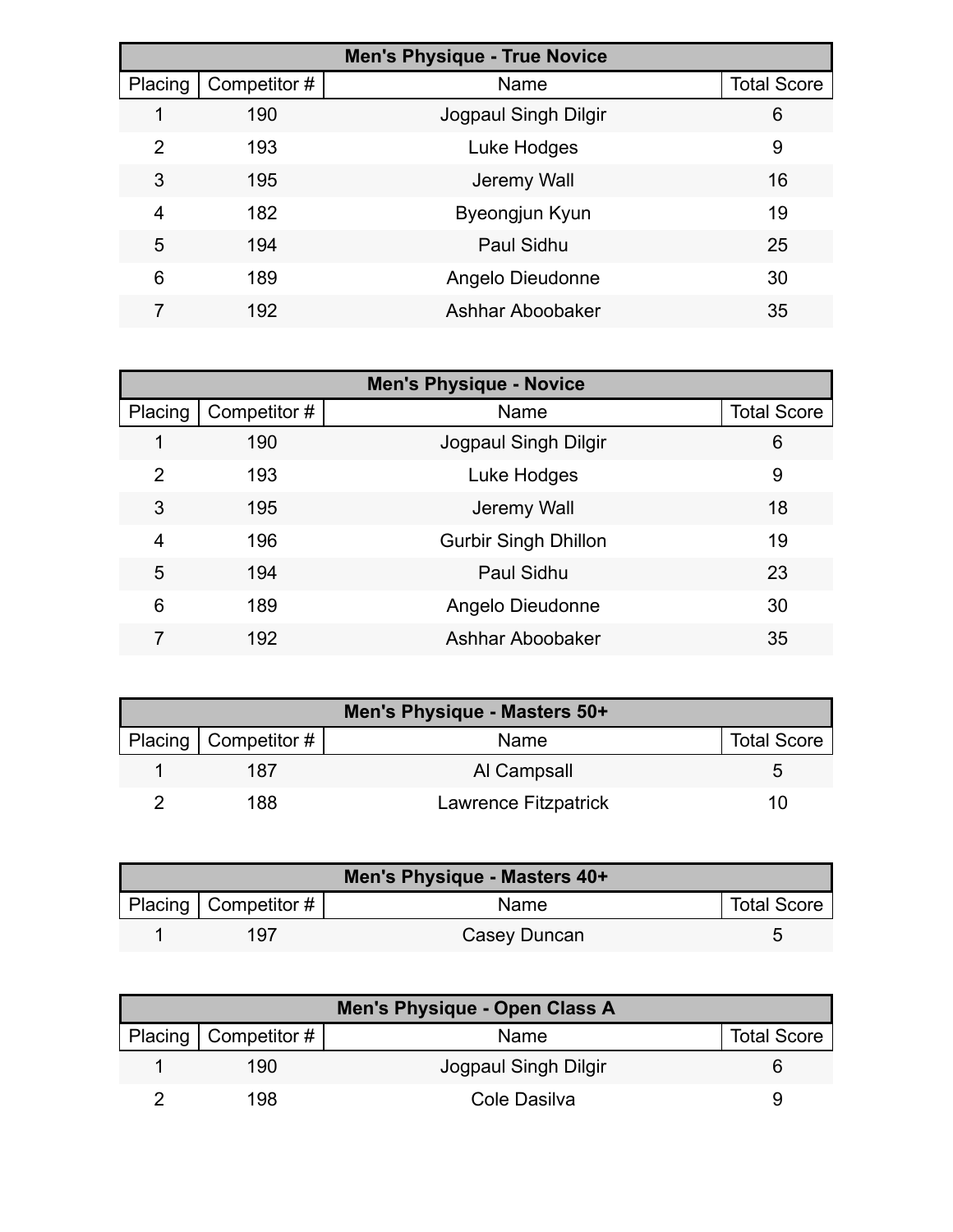| Men's Physique - True Novice | | | |
|---|---|---|---|
| Placing | Competitor # | Name | Total Score |
| 1 | 190 | Jogpaul Singh Dilgir | 6 |
| 2 | 193 | Luke Hodges | 9 |
| 3 | 195 | Jeremy Wall | 16 |
| 4 | 182 | Byeongjun Kyun | 19 |
| 5 | 194 | Paul Sidhu | 25 |
| 6 | 189 | Angelo Dieudonne | 30 |
| 7 | 192 | Ashhar Aboobaker | 35 |

| Men's Physique - Novice | | | |
|---|---|---|---|
| Placing | Competitor # | Name | Total Score |
| 1 | 190 | Jogpaul Singh Dilgir | 6 |
| 2 | 193 | Luke Hodges | 9 |
| 3 | 195 | Jeremy Wall | 18 |
| 4 | 196 | Gurbir Singh Dhillon | 19 |
| 5 | 194 | Paul Sidhu | 23 |
| 6 | 189 | Angelo Dieudonne | 30 |
| 7 | 192 | Ashhar Aboobaker | 35 |

| Men's Physique - Masters 50+ | | | |
|---|---|---|---|
| Placing | Competitor # | Name | Total Score |
| 1 | 187 | Al Campsall | 5 |
| 2 | 188 | Lawrence Fitzpatrick | 10 |

| Men's Physique - Masters 40+ | | | |
|---|---|---|---|
| Placing | Competitor # | Name | Total Score |
| 1 | 197 | Casey Duncan | 5 |

| Men's Physique - Open Class A | | | |
|---|---|---|---|
| Placing | Competitor # | Name | Total Score |
| 1 | 190 | Jogpaul Singh Dilgir | 6 |
| 2 | 198 | Cole Dasilva | 9 |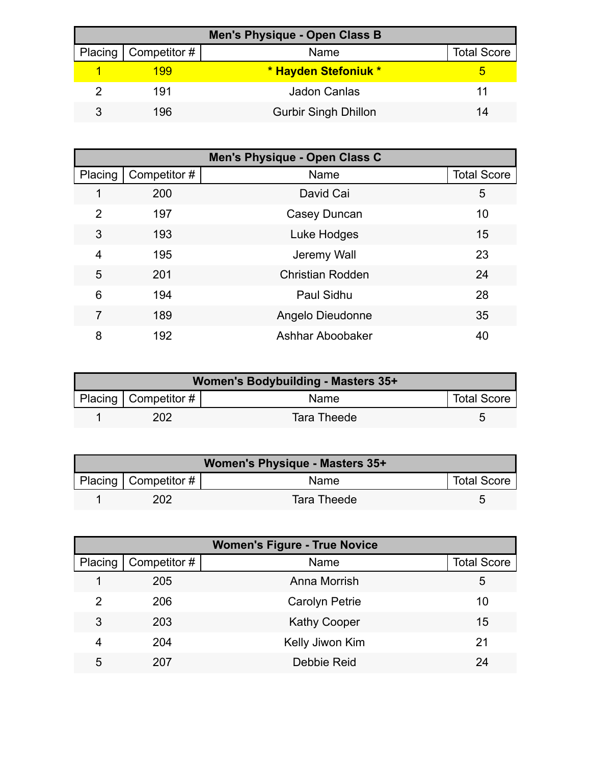| Men's Physique - Open Class B | | | |
|---|---|---|---|
| Placing | Competitor # | Name | Total Score |
| 1 | 199 | * Hayden Stefoniuk * | 5 |
| 2 | 191 | Jadon Canlas | 11 |
| 3 | 196 | Gurbir Singh Dhillon | 14 |

| Men's Physique - Open Class C | | | |
|---|---|---|---|
| Placing | Competitor # | Name | Total Score |
| 1 | 200 | David Cai | 5 |
| 2 | 197 | Casey Duncan | 10 |
| 3 | 193 | Luke Hodges | 15 |
| 4 | 195 | Jeremy Wall | 23 |
| 5 | 201 | Christian Rodden | 24 |
| 6 | 194 | Paul Sidhu | 28 |
| 7 | 189 | Angelo Dieudonne | 35 |
| 8 | 192 | Ashhar Aboobaker | 40 |

| Women's Bodybuilding - Masters 35+ | | | |
|---|---|---|---|
| Placing | Competitor # | Name | Total Score |
| 1 | 202 | Tara Theede | 5 |

| Women's Physique - Masters 35+ | | | |
|---|---|---|---|
| Placing | Competitor # | Name | Total Score |
| 1 | 202 | Tara Theede | 5 |

| Women's Figure - True Novice | | | |
|---|---|---|---|
| Placing | Competitor # | Name | Total Score |
| 1 | 205 | Anna Morrish | 5 |
| 2 | 206 | Carolyn Petrie | 10 |
| 3 | 203 | Kathy Cooper | 15 |
| 4 | 204 | Kelly Jiwon Kim | 21 |
| 5 | 207 | Debbie Reid | 24 |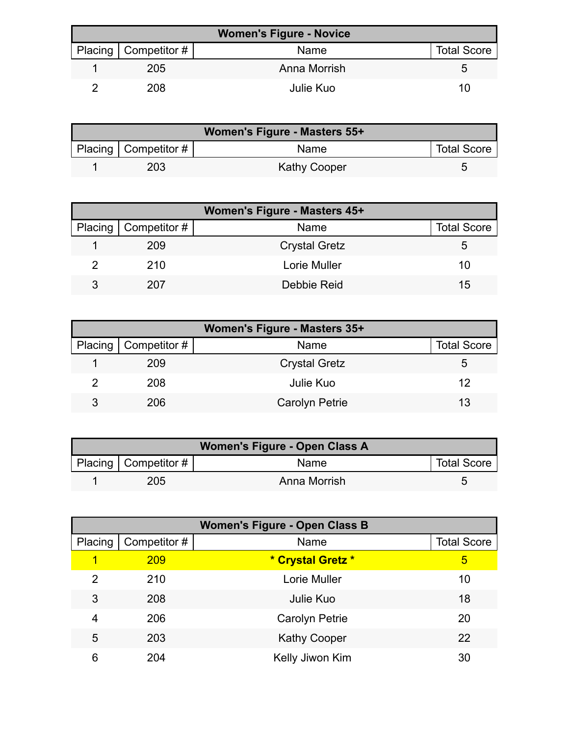| Women's Figure - Novice | | | |
|---|---|---|---|
| Placing | Competitor # | Name | Total Score |
| 1 | 205 | Anna Morrish | 5 |
| 2 | 208 | Julie Kuo | 10 |

| Women's Figure - Masters 55+ | | | |
|---|---|---|---|
| Placing | Competitor # | Name | Total Score |
| 1 | 203 | Kathy Cooper | 5 |

| Women's Figure - Masters 45+ | | | |
|---|---|---|---|
| Placing | Competitor # | Name | Total Score |
| 1 | 209 | Crystal Gretz | 5 |
| 2 | 210 | Lorie Muller | 10 |
| 3 | 207 | Debbie Reid | 15 |

| Women's Figure - Masters 35+ | | | |
|---|---|---|---|
| Placing | Competitor # | Name | Total Score |
| 1 | 209 | Crystal Gretz | 5 |
| 2 | 208 | Julie Kuo | 12 |
| 3 | 206 | Carolyn Petrie | 13 |

| Women's Figure - Open Class A | | | |
|---|---|---|---|
| Placing | Competitor # | Name | Total Score |
| 1 | 205 | Anna Morrish | 5 |

| Women's Figure - Open Class B | | | |
|---|---|---|---|
| Placing | Competitor # | Name | Total Score |
| 1 | 209 | **\* Crystal Gretz \*** | 5 |
| 2 | 210 | Lorie Muller | 10 |
| 3 | 208 | Julie Kuo | 18 |
| 4 | 206 | Carolyn Petrie | 20 |
| 5 | 203 | Kathy Cooper | 22 |
| 6 | 204 | Kelly Jiwon Kim | 30 |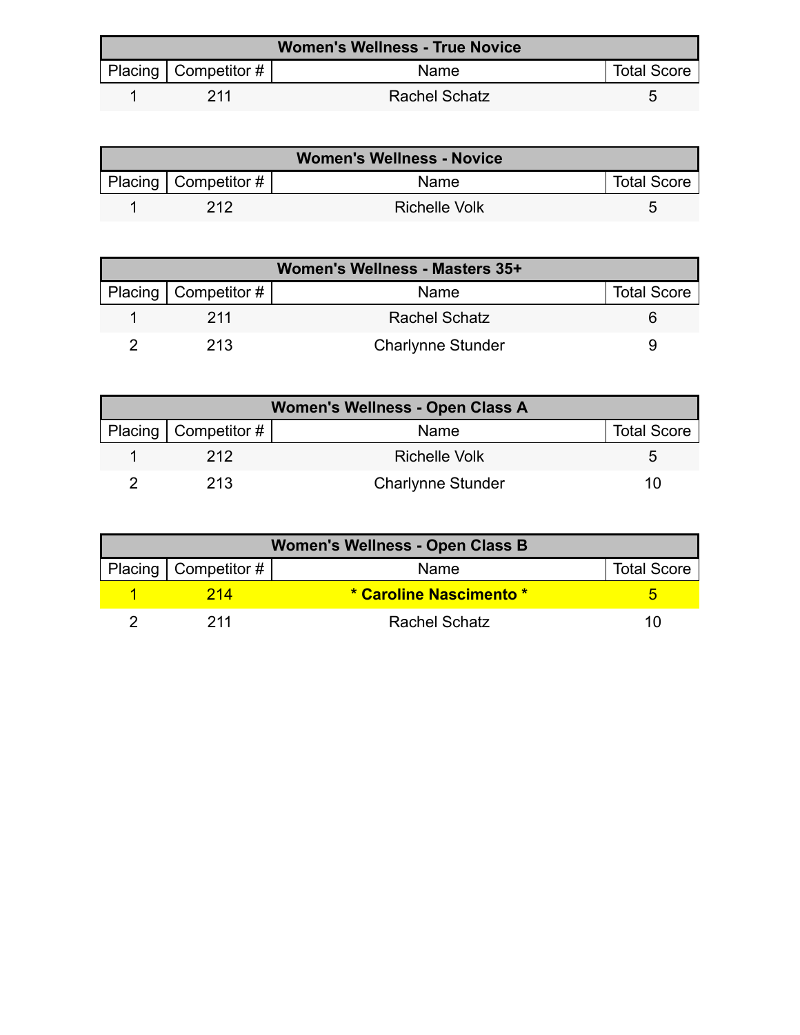| Women's Wellness - True Novice | | | |
|---|---|---|---|
| Placing | Competitor # | Name | Total Score |
| 1 | 211 | Rachel Schatz | 5 |

| Women's Wellness - Novice | | | |
|---|---|---|---|
| Placing | Competitor # | Name | Total Score |
| 1 | 212 | Richelle Volk | 5 |

| Women's Wellness - Masters 35+ | | | |
|---|---|---|---|
| Placing | Competitor # | Name | Total Score |
| 1 | 211 | Rachel Schatz | 6 |
| 2 | 213 | Charlynne Stunder | 9 |

| Women's Wellness - Open Class A | | | |
|---|---|---|---|
| Placing | Competitor # | Name | Total Score |
| 1 | 212 | Richelle Volk | 5 |
| 2 | 213 | Charlynne Stunder | 10 |

| Women's Wellness - Open Class B | | | |
|---|---|---|---|
| Placing | Competitor # | Name | Total Score |
| 1 | 214 | **\* Caroline Nascimento \*** | 5 |
| 2 | 211 | Rachel Schatz | 10 |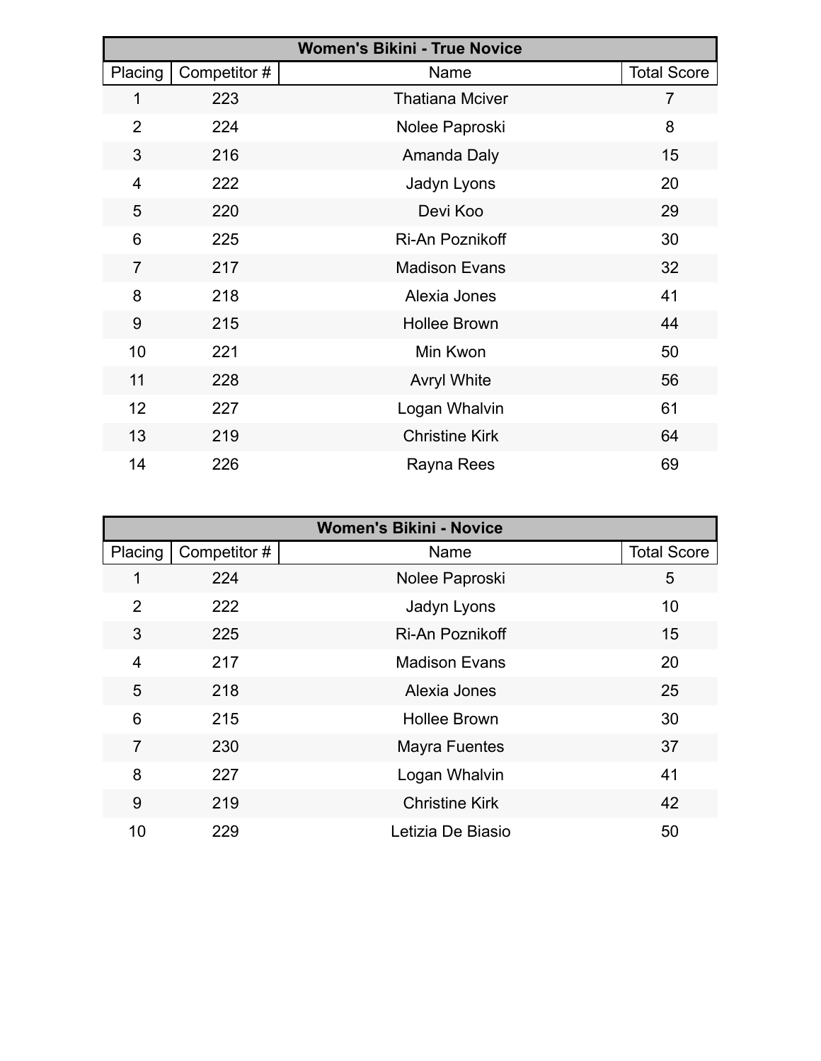| Women's Bikini - True Novice | | | |
|---|---|---|---|
| Placing | Competitor # | Name | Total Score |
| 1 | 223 | Thatiana Mciver | 7 |
| 2 | 224 | Nolee Paproski | 8 |
| 3 | 216 | Amanda Daly | 15 |
| 4 | 222 | Jadyn Lyons | 20 |
| 5 | 220 | Devi Koo | 29 |
| 6 | 225 | Ri-An Poznikoff | 30 |
| 7 | 217 | Madison Evans | 32 |
| 8 | 218 | Alexia Jones | 41 |
| 9 | 215 | Hollee Brown | 44 |
| 10 | 221 | Min Kwon | 50 |
| 11 | 228 | Avryl White | 56 |
| 12 | 227 | Logan Whalvin | 61 |
| 13 | 219 | Christine Kirk | 64 |
| 14 | 226 | Rayna Rees | 69 |

| Women's Bikini - Novice | | | |
|---|---|---|---|
| Placing | Competitor # | Name | Total Score |
| 1 | 224 | Nolee Paproski | 5 |
| 2 | 222 | Jadyn Lyons | 10 |
| 3 | 225 | Ri-An Poznikoff | 15 |
| 4 | 217 | Madison Evans | 20 |
| 5 | 218 | Alexia Jones | 25 |
| 6 | 215 | Hollee Brown | 30 |
| 7 | 230 | Mayra Fuentes | 37 |
| 8 | 227 | Logan Whalvin | 41 |
| 9 | 219 | Christine Kirk | 42 |
| 10 | 229 | Letizia De Biasio | 50 |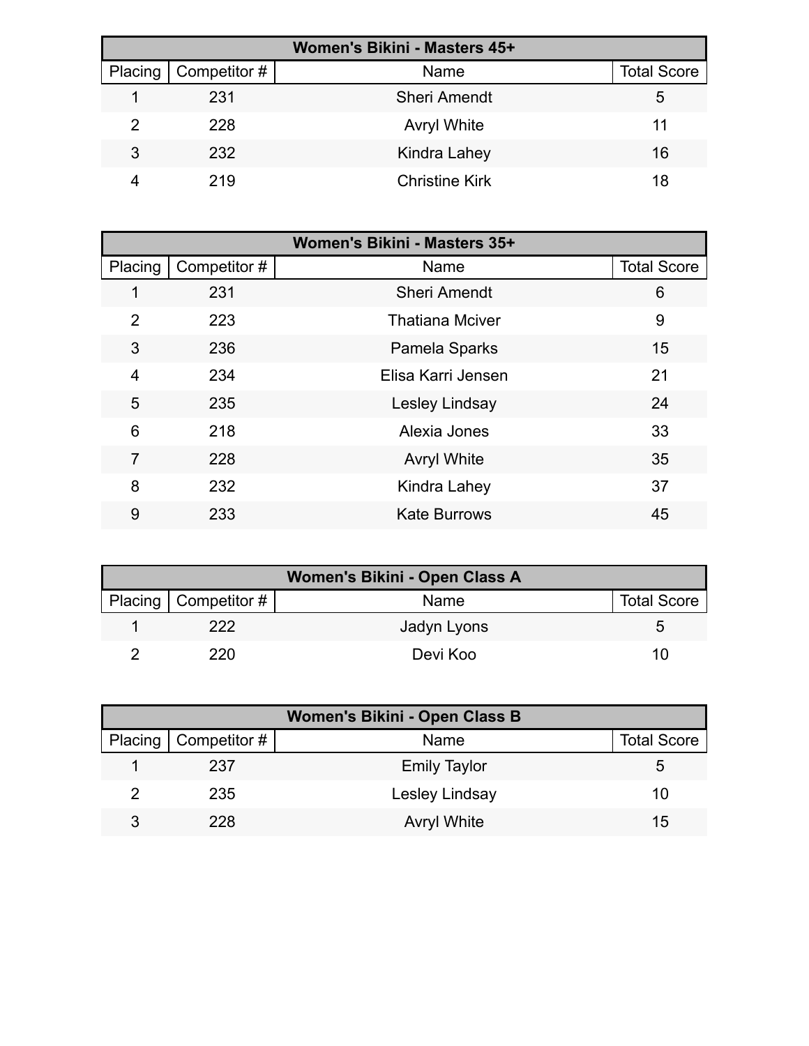| Women's Bikini - Masters 45+ | | | |
|---|---|---|---|
| Placing | Competitor # | Name | Total Score |
| 1 | 231 | Sheri Amendt | 5 |
| 2 | 228 | Avryl White | 11 |
| 3 | 232 | Kindra Lahey | 16 |
| 4 | 219 | Christine Kirk | 18 |

| Women's Bikini - Masters 35+ | | | |
|---|---|---|---|
| Placing | Competitor # | Name | Total Score |
| 1 | 231 | Sheri Amendt | 6 |
| 2 | 223 | Thatiana Mciver | 9 |
| 3 | 236 | Pamela Sparks | 15 |
| 4 | 234 | Elisa Karri Jensen | 21 |
| 5 | 235 | Lesley Lindsay | 24 |
| 6 | 218 | Alexia Jones | 33 |
| 7 | 228 | Avryl White | 35 |
| 8 | 232 | Kindra Lahey | 37 |
| 9 | 233 | Kate Burrows | 45 |

| Women's Bikini - Open Class A | | | |
|---|---|---|---|
| Placing | Competitor # | Name | Total Score |
| 1 | 222 | Jadyn Lyons | 5 |
| 2 | 220 | Devi Koo | 10 |

| Women's Bikini - Open Class B | | | |
|---|---|---|---|
| Placing | Competitor # | Name | Total Score |
| 1 | 237 | Emily Taylor | 5 |
| 2 | 235 | Lesley Lindsay | 10 |
| 3 | 228 | Avryl White | 15 |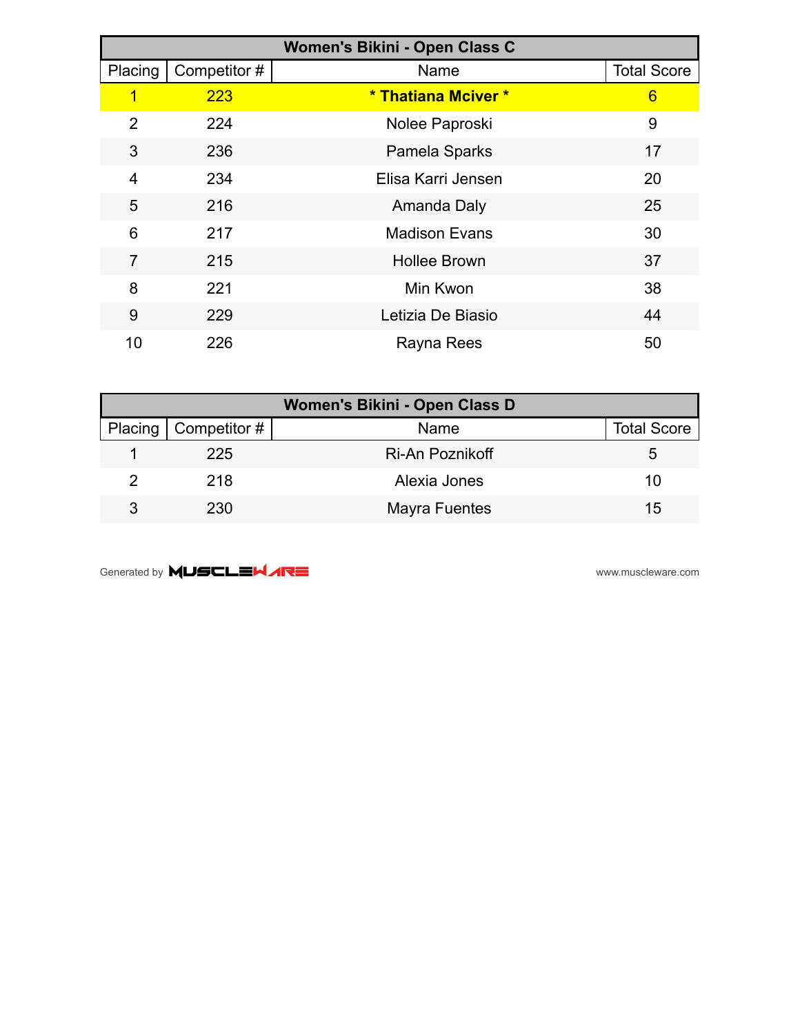| Women's Bikini - Open Class C | | | |
|---|---|---|---|
| Placing | Competitor # | Name | Total Score |
| 1 | 223 | **\* Thatiana Mciver \*** | 6 |
| 2 | 224 | Nolee Paproski | 9 |
| 3 | 236 | Pamela Sparks | 17 |
| 4 | 234 | Elisa Karri Jensen | 20 |
| 5 | 216 | Amanda Daly | 25 |
| 6 | 217 | Madison Evans | 30 |
| 7 | 215 | Hollee Brown | 37 |
| 8 | 221 | Min Kwon | 38 |
| 9 | 229 | Letizia De Biasio | 44 |
| 10 | 226 | Rayna Rees | 50 |

| Women's Bikini - Open Class D | | | |
|---|---|---|---|
| Placing | Competitor # | Name | Total Score |
| 1 | 225 | Ri-An Poznikoff | 5 |
| 2 | 218 | Alexia Jones | 10 |
| 3 | 230 | Mayra Fuentes | 15 |

Generated by MUSCLEWARE

www.muscleware.com